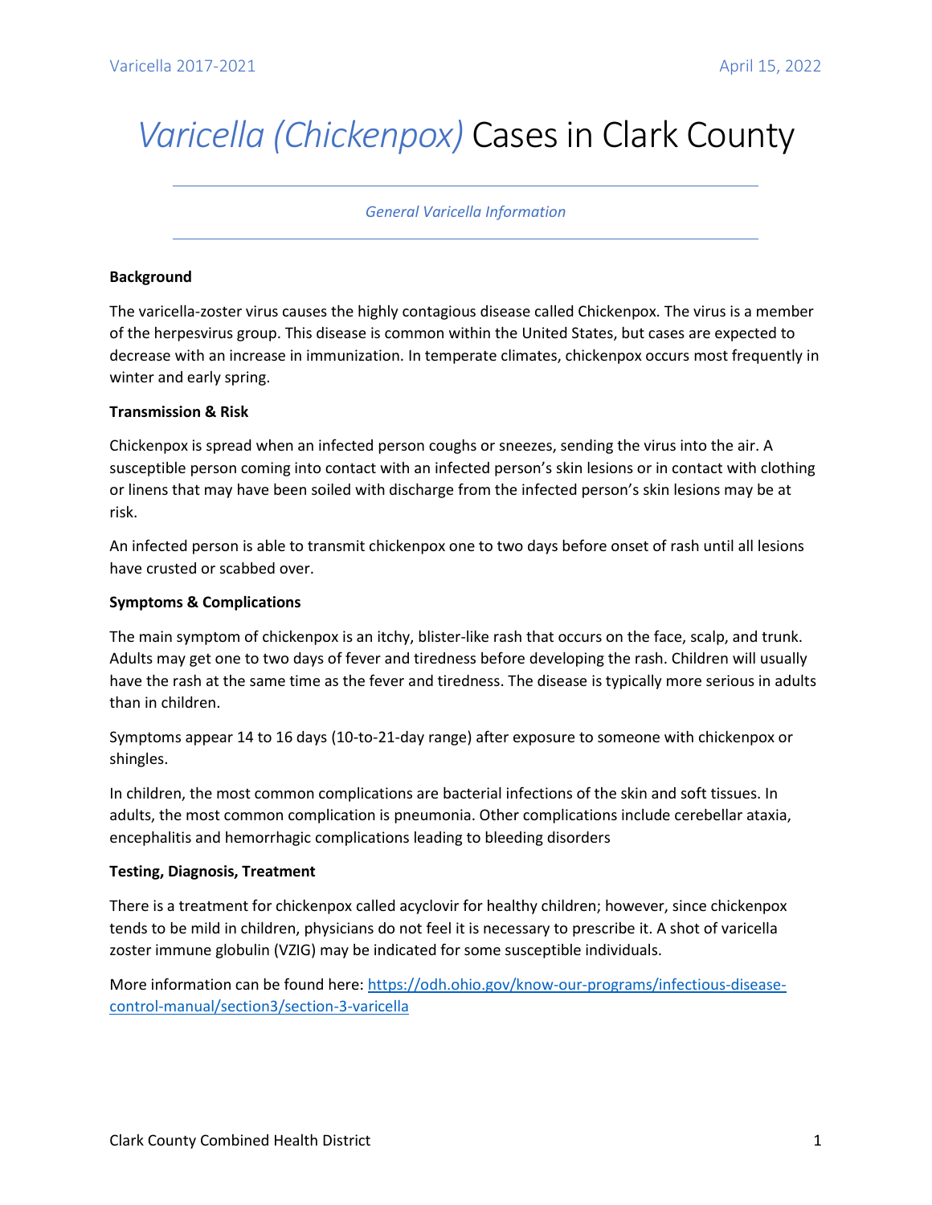# *Varicella (Chickenpox)* Cases in Clark County

*General Varicella Information*

**Background**

The varicella-zoster virus causes the highly contagious disease called Chickenpox. The virus is a member of the herpesvirus group. This disease is common within the United States, but cases are expected to decrease with an increase in immunization. In temperate climates, chickenpox occurs most frequently in winter and early spring.

**Transmission & Risk**

Chickenpox is spread when an infected person coughs or sneezes, sending the virus into the air. A susceptible person coming into contact with an infected person's skin lesions or in contact with clothing or linens that may have been soiled with discharge from the infected person's skin lesions may be at risk.

An infected person is able to transmit chickenpox one to two days before onset of rash until all lesions have crusted or scabbed over.

**Symptoms & Complications**

The main symptom of chickenpox is an itchy, blister-like rash that occurs on the face, scalp, and trunk. Adults may get one to two days of fever and tiredness before developing the rash. Children will usually have the rash at the same time as the fever and tiredness. The disease is typically more serious in adults than in children.

Symptoms appear 14 to 16 days (10-to-21-day range) after exposure to someone with chickenpox or shingles.

In children, the most common complications are bacterial infections of the skin and soft tissues. In adults, the most common complication is pneumonia. Other complications include cerebellar ataxia, encephalitis and hemorrhagic complications leading to bleeding disorders

**Testing, Diagnosis, Treatment**

There is a treatment for chickenpox called acyclovir for healthy children; however, since chickenpox tends to be mild in children, physicians do not feel it is necessary to prescribe it. A shot of varicella zoster immune globulin (VZIG) may be indicated for some susceptible individuals.

More information can be found here: [https://odh.ohio.gov/know-our-programs/infectious-disease-control-manual/section3/section-3-varicella](https://odh.ohio.gov/know-our-programs/infectious-disease-control-manual/section3/section-3-varicella)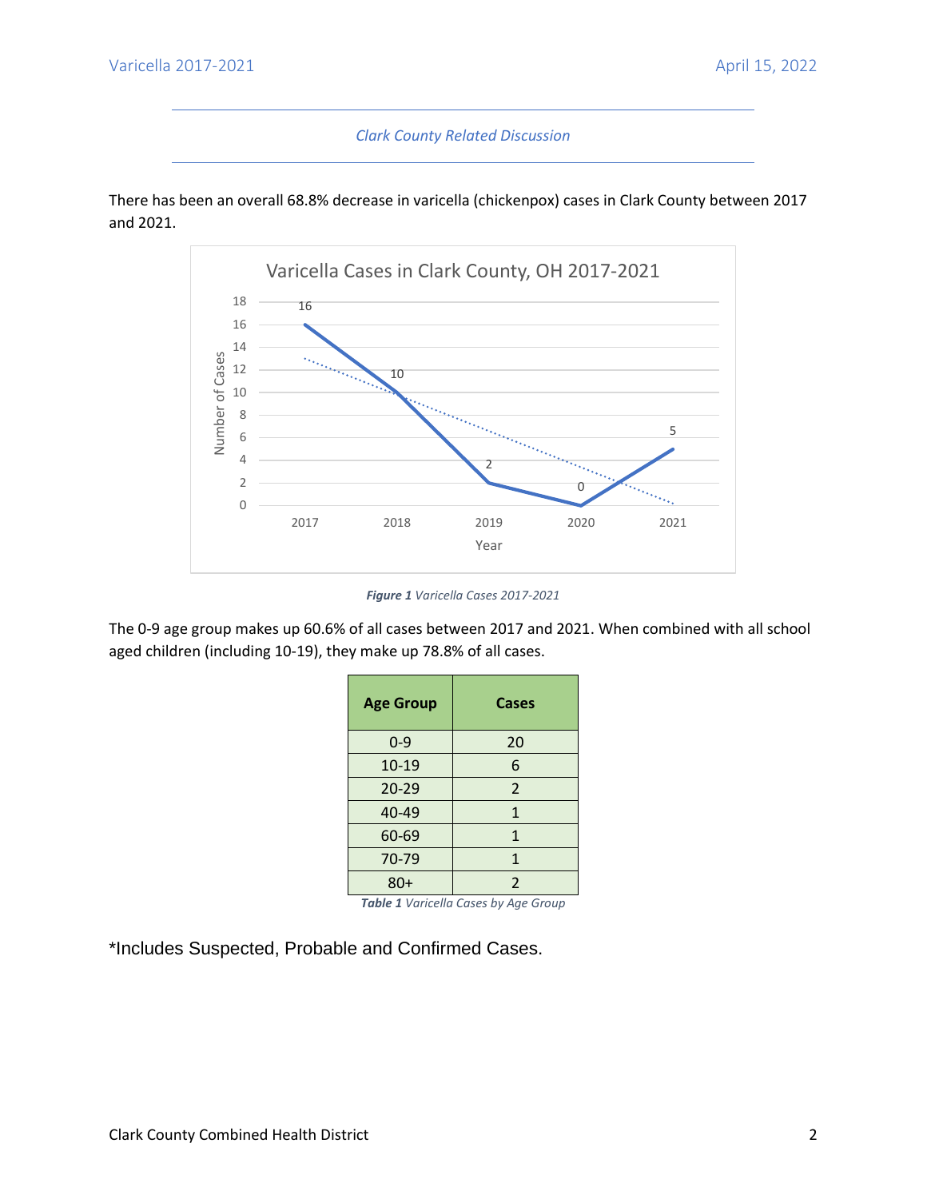*Clark County Related Discussion*

There has been an overall 68.8% decrease in varicella (chickenpox) cases in Clark County between 2017 and 2021.

Varicella Cases in Clark County, OH 2017-2021

Number of Cases

18
16
14
12
10
8
6
4
2
0

16
10
2
0
5

2017
2018
2019
2020
2021

Year

***Figure 1*** *Varicella Cases 2017-2021*

The 0-9 age group makes up 60.6% of all cases between 2017 and 2021. When combined with all school aged children (including 10-19), they make up 78.8% of all cases.

| Age Group | Cases |
|---|---|
| 0-9 | 20 |
| 10-19 | 6 |
| 20-29 | 2 |
| 40-49 | 1 |
| 60-69 | 1 |
| 70-79 | 1 |
| 80+ | 2 |

***Table 1*** *Varicella Cases by Age Group*

*Includes Suspected, Probable and Confirmed Cases.